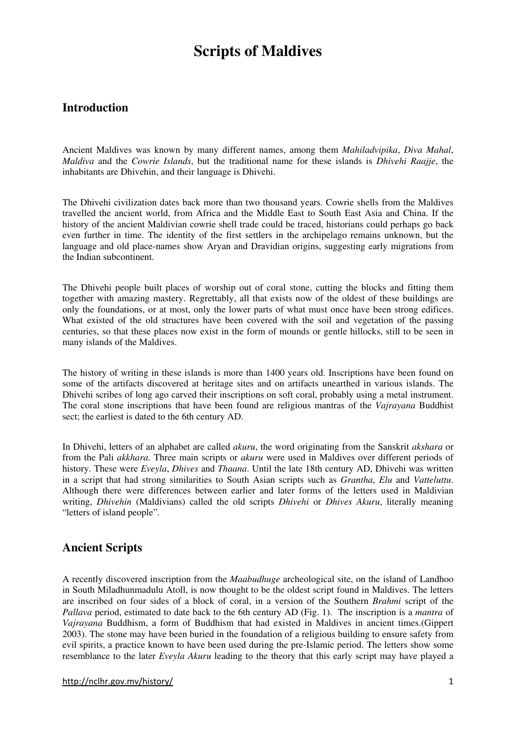# Scripts of Maldives

## Introduction

Ancient Maldives was known by many different names, among them *Mahiladvipika*, *Diva Mahal*, *Maldiva* and the *Cowrie Islands*, but the traditional name for these islands is *Dhivehi Raajje*, the inhabitants are Dhivehin, and their language is Dhivehi.

The Dhivehi civilization dates back more than two thousand years. Cowrie shells from the Maldives travelled the ancient world, from Africa and the Middle East to South East Asia and China. If the history of the ancient Maldivian cowrie shell trade could be traced, historians could perhaps go back even further in time. The identity of the first settlers in the archipelago remains unknown, but the language and old place-names show Aryan and Dravidian origins, suggesting early migrations from the Indian subcontinent.

The Dhivehi people built places of worship out of coral stone, cutting the blocks and fitting them together with amazing mastery. Regrettably, all that exists now of the oldest of these buildings are only the foundations, or at most, only the lower parts of what must once have been strong edifices. What existed of the old structures have been covered with the soil and vegetation of the passing centuries, so that these places now exist in the form of mounds or gentle hillocks, still to be seen in many islands of the Maldives.

The history of writing in these islands is more than 1400 years old. Inscriptions have been found on some of the artifacts discovered at heritage sites and on artifacts unearthed in various islands. The Dhivehi scribes of long ago carved their inscriptions on soft coral, probably using a metal instrument. The coral stone inscriptions that have been found are religious mantras of the *Vajrayana* Buddhist sect; the earliest is dated to the 6th century AD.

In Dhivehi, letters of an alphabet are called *akuru*, the word originating from the Sanskrit *akshara* or from the Pali *akkhara*. Three main scripts or *akuru* were used in Maldives over different periods of history. These were *Eveyla*, *Dhives* and *Thaana*. Until the late 18th century AD, Dhivehi was written in a script that had strong similarities to South Asian scripts such as *Grantha*, *Elu* and *Vatteluttu*. Although there were differences between earlier and later forms of the letters used in Maldivian writing, *Dhivehin* (Maldivians) called the old scripts *Dhivehi* or *Dhives Akuru*, literally meaning "letters of island people".

## Ancient Scripts

A recently discovered inscription from the *Maabudhuge* archeological site, on the island of Landhoo in South Miladhunmadulu Atoll, is now thought to be the oldest script found in Maldives. The letters are inscribed on four sides of a block of coral, in a version of the Southern *Brahmi* script of the *Pallava* period, estimated to date back to the 6th century AD (Fig. 1). The inscription is a *mantra* of *Vajrayana* Buddhism, a form of Buddhism that had existed in Maldives in ancient times.(Gippert 2003). The stone may have been buried in the foundation of a religious building to ensure safety from evil spirits, a practice known to have been used during the pre-Islamic period. The letters show some resemblance to the later *Eveyla Akuru* leading to the theory that this early script may have played a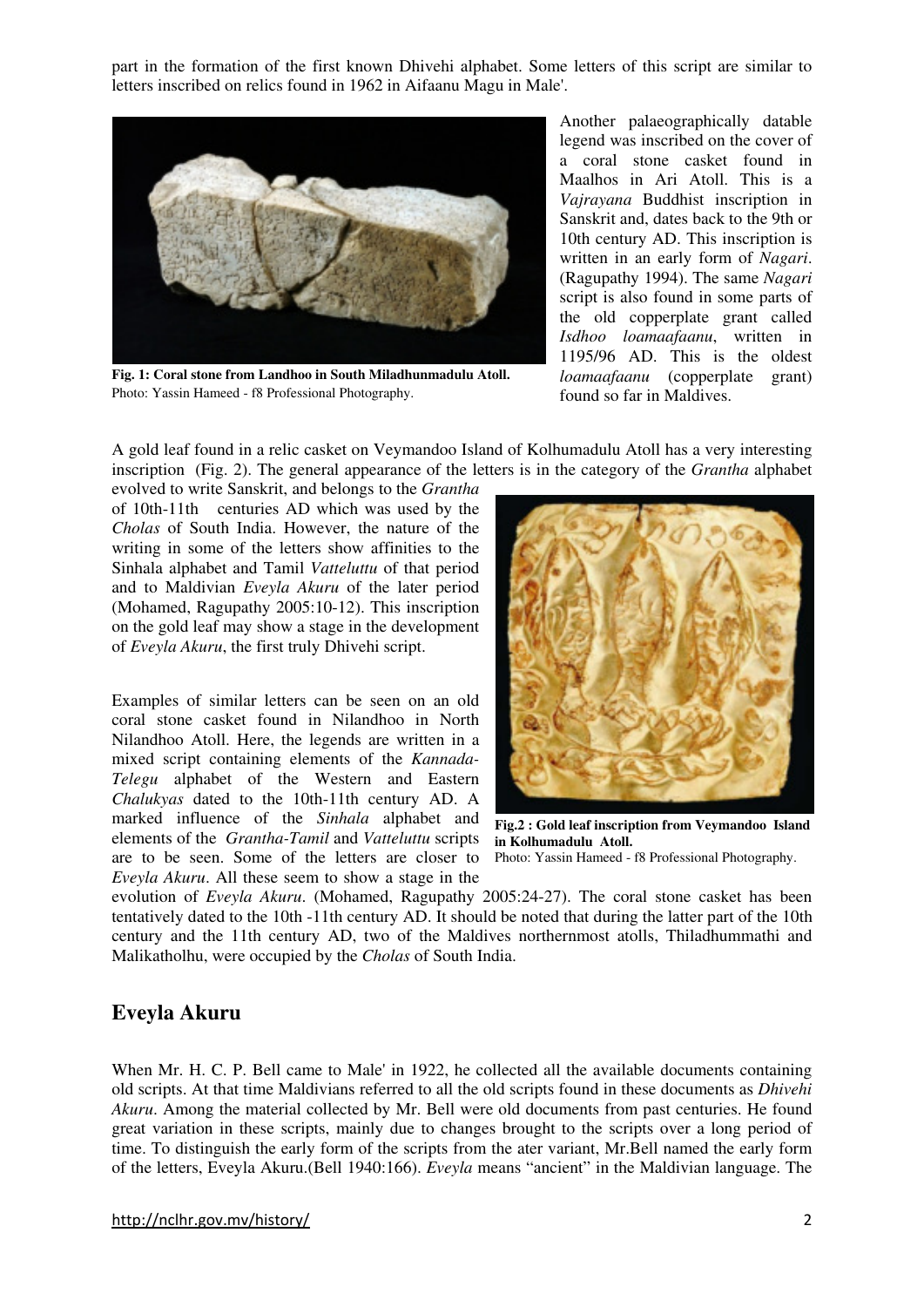part in the formation of the first known Dhivehi alphabet. Some letters of this script are similar to letters inscribed on relics found in 1962 in Aifaanu Magu in Male'.

**Fig. 1: Coral stone from Landhoo in South Miladhunmadulu Atoll.**
Photo: Yassin Hameed - f8 Professional Photography.

Another palaeographically datable legend was inscribed on the cover of a coral stone casket found in Maalhos in Ari Atoll. This is a *Vajrayana* Buddhist inscription in Sanskrit and, dates back to the 9th or 10th century AD. This inscription is written in an early form of *Nagari*. (Ragupathy 1994). The same *Nagari* script is also found in some parts of the old copperplate grant called *Isdhoo loamaafaanu*, written in 1195/96 AD. This is the oldest *loamaafaanu* (copperplate grant) found so far in Maldives.

A gold leaf found in a relic casket on Veymandoo Island of Kolhumadulu Atoll has a very interesting inscription (Fig. 2). The general appearance of the letters is in the category of the *Grantha* alphabet evolved to write Sanskrit, and belongs to the *Grantha* of 10th-11th centuries AD which was used by the *Cholas* of South India. However, the nature of the writing in some of the letters show affinities to the Sinhala alphabet and Tamil *Vatteluttu* of that period and to Maldivian *Eveyla Akuru* of the later period (Mohamed, Ragupathy 2005:10-12). This inscription on the gold leaf may show a stage in the development of *Eveyla Akuru*, the first truly Dhivehi script.

Examples of similar letters can be seen on an old coral stone casket found in Nilandhoo in North Nilandhoo Atoll. Here, the legends are written in a mixed script containing elements of the *Kannada-Telegu* alphabet of the Western and Eastern *Chalukyas* dated to the 10th-11th century AD. A marked influence of the *Sinhala* alphabet and elements of the *Grantha-Tamil* and *Vatteluttu* scripts are to be seen. Some of the letters are closer to *Eveyla Akuru*. All these seem to show a stage in the evolution of *Eveyla Akuru*. (Mohamed, Ragupathy 2005:24-27). The coral stone casket has been tentatively dated to the 10th -11th century AD. It should be noted that during the latter part of the 10th century and the 11th century AD, two of the Maldives northernmost atolls, Thiladhummathi and Malikatholhu, were occupied by the *Cholas* of South India.

**Fig.2 : Gold leaf inscription from Veymandoo Island in Kolhumadulu Atoll.**
Photo: Yassin Hameed - f8 Professional Photography.

## Eveyla Akuru

When Mr. H. C. P. Bell came to Male' in 1922, he collected all the available documents containing old scripts. At that time Maldivians referred to all the old scripts found in these documents as *Dhivehi Akuru*. Among the material collected by Mr. Bell were old documents from past centuries. He found great variation in these scripts, mainly due to changes brought to the scripts over a long period of time. To distinguish the early form of the scripts from the ater variant, Mr.Bell named the early form of the letters, Eveyla Akuru.(Bell 1940:166). *Eveyla* means "ancient" in the Maldivian language. The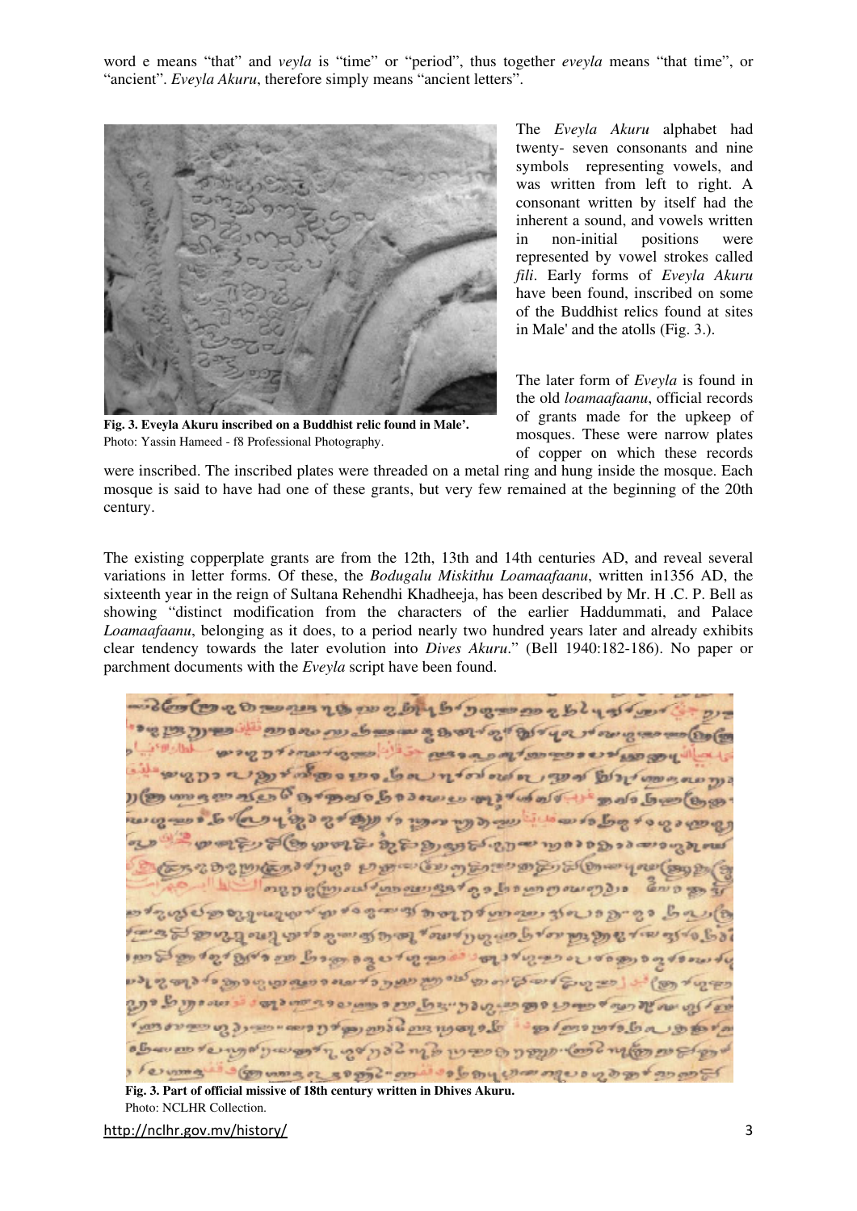word e means "that" and *veyla* is "time" or "period", thus together *eveyla* means "that time", or "ancient". *Eveyla Akuru*, therefore simply means "ancient letters".

**Fig. 3. Eveyla Akuru inscribed on a Buddhist relic found in Male'.**
Photo: Yassin Hameed - f8 Professional Photography.

The *Eveyla Akuru* alphabet had twenty- seven consonants and nine symbols representing vowels, and was written from left to right. A consonant written by itself had the inherent a sound, and vowels written in non-initial positions were represented by vowel strokes called *fili*. Early forms of *Eveyla Akuru* have been found, inscribed on some of the Buddhist relics found at sites in Male' and the atolls (Fig. 3.).

The later form of *Eveyla* is found in the old *loamaafaanu*, official records of grants made for the upkeep of mosques. These were narrow plates of copper on which these records were inscribed. The inscribed plates were threaded on a metal ring and hung inside the mosque. Each mosque is said to have had one of these grants, but very few remained at the beginning of the 20th century.

The existing copperplate grants are from the 12th, 13th and 14th centuries AD, and reveal several variations in letter forms. Of these, the *Bodugalu Miskithu Loamaafaanu*, written in1356 AD, the sixteenth year in the reign of Sultana Rehendhi Khadheeja, has been described by Mr. H .C. P. Bell as showing "distinct modification from the characters of the earlier Haddummati, and Palace *Loamaafaanu*, belonging as it does, to a period nearly two hundred years later and already exhibits clear tendency towards the later evolution into *Dives Akuru*." (Bell 1940:182-186). No paper or parchment documents with the *Eveyla* script have been found.

**Fig. 3. Part of official missive of 18th century written in Dhives Akuru.**
Photo: NCLHR Collection.

http://nclhr.gov.mv/history/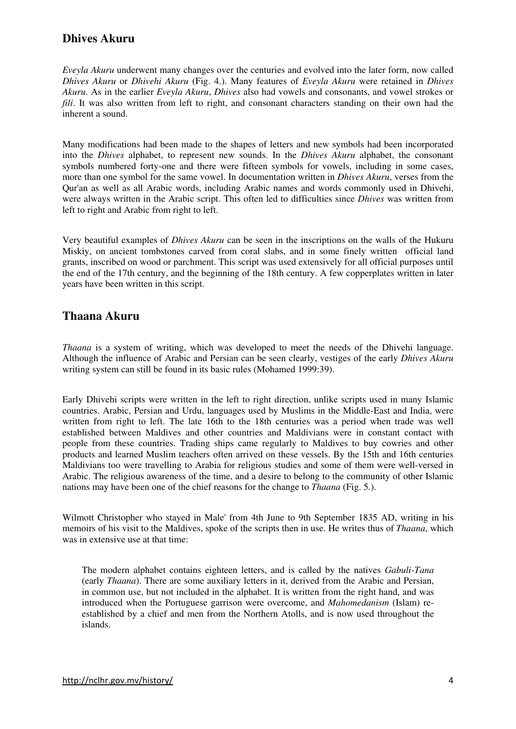## Dhives Akuru

*Eveyla Akuru* underwent many changes over the centuries and evolved into the later form, now called *Dhives Akuru* or *Dhivehi Akuru* (Fig. 4.). Many features of *Eveyla Akuru* were retained in *Dhives Akuru*. As in the earlier *Eveyla Akuru*, *Dhives* also had vowels and consonants, and vowel strokes or *fili*. It was also written from left to right, and consonant characters standing on their own had the inherent a sound.

Many modifications had been made to the shapes of letters and new symbols had been incorporated into the *Dhives* alphabet, to represent new sounds. In the *Dhives Akuru* alphabet, the consonant symbols numbered forty-one and there were fifteen symbols for vowels, including in some cases, more than one symbol for the same vowel. In documentation written in *Dhives Akuru*, verses from the Qur'an as well as all Arabic words, including Arabic names and words commonly used in Dhivehi, were always written in the Arabic script. This often led to difficulties since *Dhives* was written from left to right and Arabic from right to left.

Very beautiful examples of *Dhives Akuru* can be seen in the inscriptions on the walls of the Hukuru Miskiy, on ancient tombstones carved from coral slabs, and in some finely written official land grants, inscribed on wood or parchment. This script was used extensively for all official purposes until the end of the 17th century, and the beginning of the 18th century. A few copperplates written in later years have been written in this script.

## Thaana Akuru

*Thaana* is a system of writing, which was developed to meet the needs of the Dhivehi language. Although the influence of Arabic and Persian can be seen clearly, vestiges of the early *Dhives Akuru* writing system can still be found in its basic rules (Mohamed 1999:39).

Early Dhivehi scripts were written in the left to right direction, unlike scripts used in many Islamic countries. Arabic, Persian and Urdu, languages used by Muslims in the Middle-East and India, were written from right to left. The late 16th to the 18th centuries was a period when trade was well established between Maldives and other countries and Maldivians were in constant contact with people from these countries. Trading ships came regularly to Maldives to buy cowries and other products and learned Muslim teachers often arrived on these vessels. By the 15th and 16th centuries Maldivians too were travelling to Arabia for religious studies and some of them were well-versed in Arabic. The religious awareness of the time, and a desire to belong to the community of other Islamic nations may have been one of the chief reasons for the change to *Thaana* (Fig. 5.).

Wilmott Christopher who stayed in Male' from 4th June to 9th September 1835 AD, writing in his memoirs of his visit to the Maldives, spoke of the scripts then in use. He writes thus of *Thaana*, which was in extensive use at that time:

> The modern alphabet contains eighteen letters, and is called by the natives *Gabuli-Tana* (early *Thaana*). There are some auxiliary letters in it, derived from the Arabic and Persian, in common use, but not included in the alphabet. It is written from the right hand, and was introduced when the Portuguese garrison were overcome, and *Mahomedanism* (Islam) re-established by a chief and men from the Northern Atolls, and is now used throughout the islands.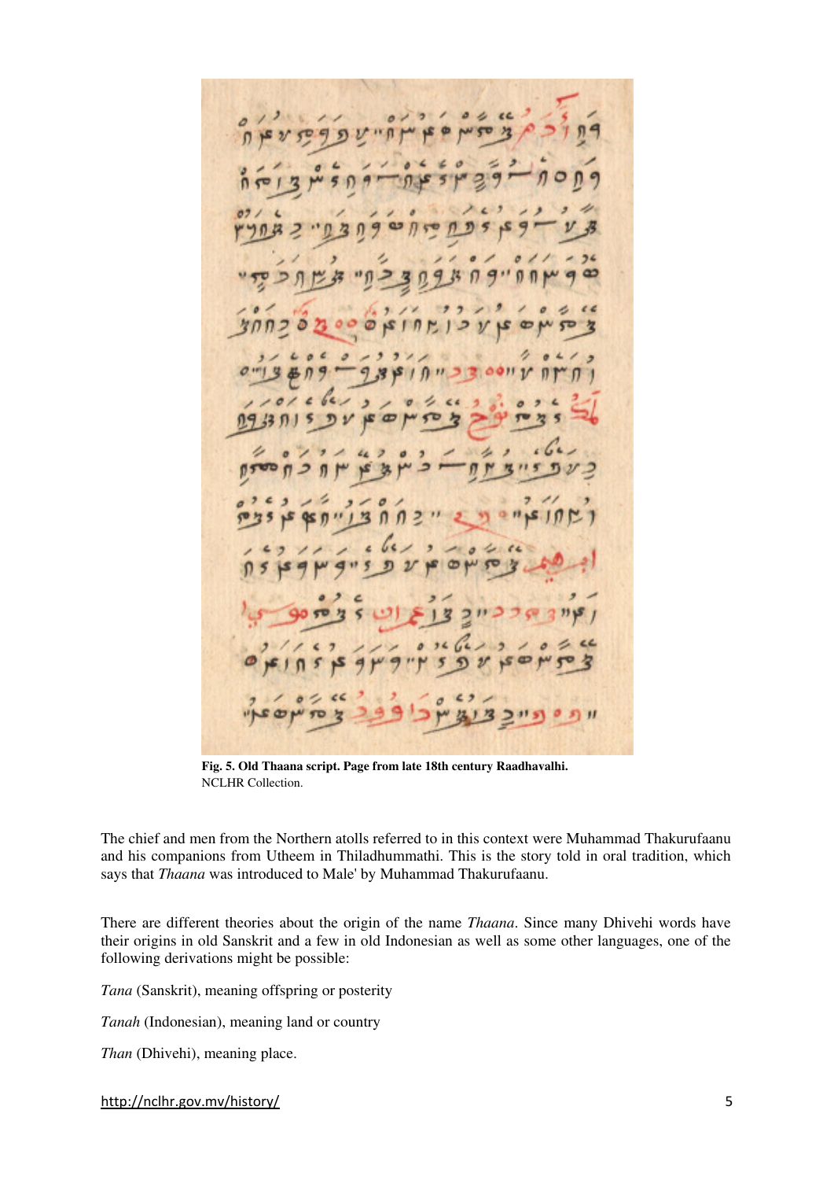Fig. 5. Old Thaana script. Page from late 18th century Raadhavalhi.
NCLHR Collection.

The chief and men from the Northern atolls referred to in this context were Muhammad Thakurufaanu and his companions from Utheem in Thiladhummathi. This is the story told in oral tradition, which says that *Thaana* was introduced to Male' by Muhammad Thakurufaanu.

There are different theories about the origin of the name *Thaana*. Since many Dhivehi words have their origins in old Sanskrit and a few in old Indonesian as well as some other languages, one of the following derivations might be possible:

*Tana* (Sanskrit), meaning offspring or posterity

*Tanah* (Indonesian), meaning land or country

*Than* (Dhivehi), meaning place.

http://nclhr.gov.mv/history/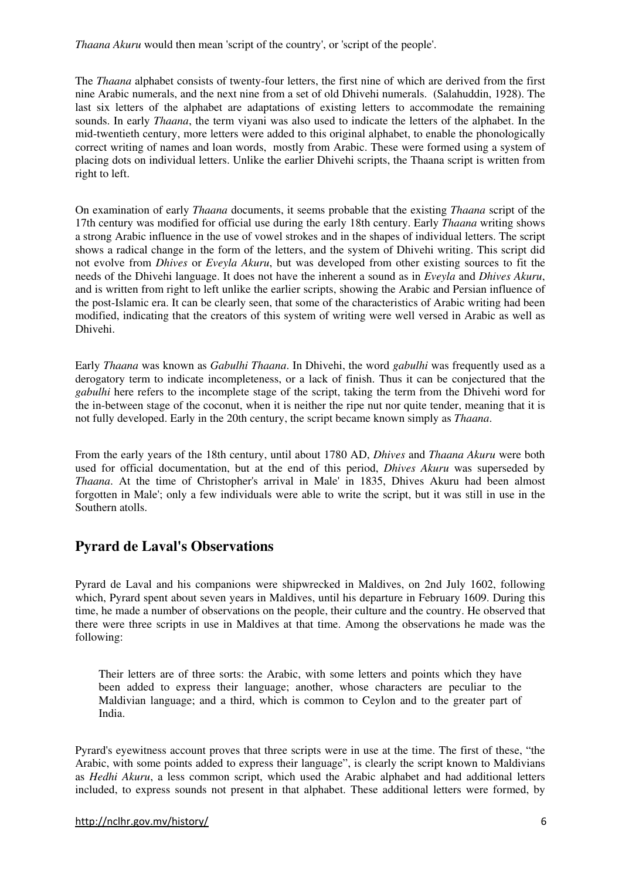*Thaana Akuru* would then mean 'script of the country', or 'script of the people'.

The *Thaana* alphabet consists of twenty-four letters, the first nine of which are derived from the first nine Arabic numerals, and the next nine from a set of old Dhivehi numerals. (Salahuddin, 1928). The last six letters of the alphabet are adaptations of existing letters to accommodate the remaining sounds. In early *Thaana*, the term viyani was also used to indicate the letters of the alphabet. In the mid-twentieth century, more letters were added to this original alphabet, to enable the phonologically correct writing of names and loan words, mostly from Arabic. These were formed using a system of placing dots on individual letters. Unlike the earlier Dhivehi scripts, the Thaana script is written from right to left.

On examination of early *Thaana* documents, it seems probable that the existing *Thaana* script of the 17th century was modified for official use during the early 18th century. Early *Thaana* writing shows a strong Arabic influence in the use of vowel strokes and in the shapes of individual letters. The script shows a radical change in the form of the letters, and the system of Dhivehi writing. This script did not evolve from *Dhives* or *Eveyla Akuru*, but was developed from other existing sources to fit the needs of the Dhivehi language. It does not have the inherent a sound as in *Eveyla* and *Dhives Akuru*, and is written from right to left unlike the earlier scripts, showing the Arabic and Persian influence of the post-Islamic era. It can be clearly seen, that some of the characteristics of Arabic writing had been modified, indicating that the creators of this system of writing were well versed in Arabic as well as Dhivehi.

Early *Thaana* was known as *Gabulhi Thaana*. In Dhivehi, the word *gabulhi* was frequently used as a derogatory term to indicate incompleteness, or a lack of finish. Thus it can be conjectured that the *gabulhi* here refers to the incomplete stage of the script, taking the term from the Dhivehi word for the in-between stage of the coconut, when it is neither the ripe nut nor quite tender, meaning that it is not fully developed. Early in the 20th century, the script became known simply as *Thaana*.

From the early years of the 18th century, until about 1780 AD, *Dhives* and *Thaana Akuru* were both used for official documentation, but at the end of this period, *Dhives Akuru* was superseded by *Thaana*. At the time of Christopher's arrival in Male' in 1835, Dhives Akuru had been almost forgotten in Male'; only a few individuals were able to write the script, but it was still in use in the Southern atolls.

## Pyrard de Laval's Observations

Pyrard de Laval and his companions were shipwrecked in Maldives, on 2nd July 1602, following which, Pyrard spent about seven years in Maldives, until his departure in February 1609. During this time, he made a number of observations on the people, their culture and the country. He observed that there were three scripts in use in Maldives at that time. Among the observations he made was the following:

> Their letters are of three sorts: the Arabic, with some letters and points which they have been added to express their language; another, whose characters are peculiar to the Maldivian language; and a third, which is common to Ceylon and to the greater part of India.

Pyrard's eyewitness account proves that three scripts were in use at the time. The first of these, "the Arabic, with some points added to express their language", is clearly the script known to Maldivians as *Hedhi Akuru*, a less common script, which used the Arabic alphabet and had additional letters included, to express sounds not present in that alphabet. These additional letters were formed, by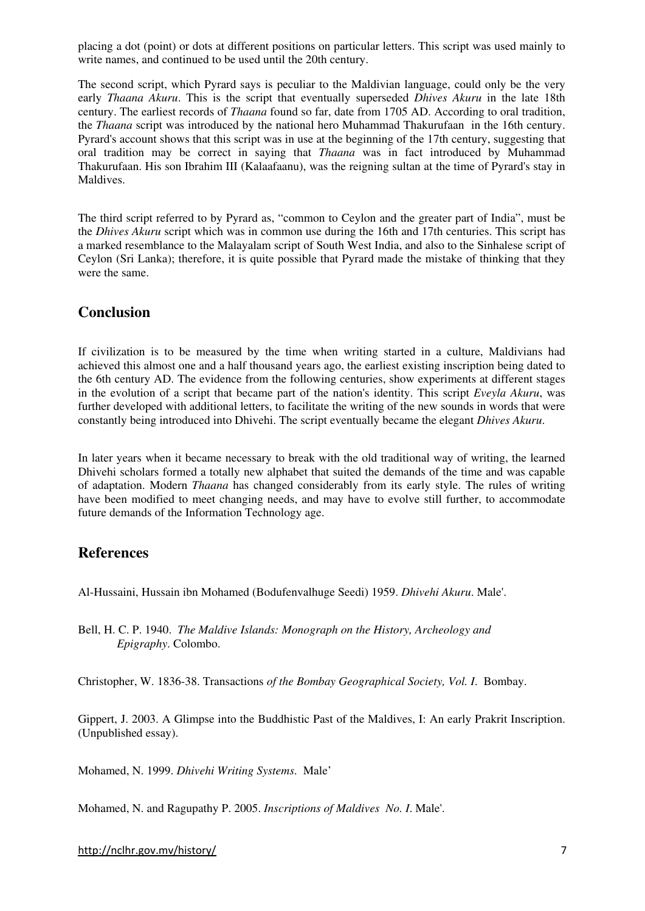placing a dot (point) or dots at different positions on particular letters. This script was used mainly to write names, and continued to be used until the 20th century.

The second script, which Pyrard says is peculiar to the Maldivian language, could only be the very early *Thaana Akuru*. This is the script that eventually superseded *Dhives Akuru* in the late 18th century. The earliest records of *Thaana* found so far, date from 1705 AD. According to oral tradition, the *Thaana* script was introduced by the national hero Muhammad Thakurufaan in the 16th century. Pyrard's account shows that this script was in use at the beginning of the 17th century, suggesting that oral tradition may be correct in saying that *Thaana* was in fact introduced by Muhammad Thakurufaan. His son Ibrahim III (Kalaafaanu), was the reigning sultan at the time of Pyrard's stay in Maldives.

The third script referred to by Pyrard as, "common to Ceylon and the greater part of India", must be the *Dhives Akuru* script which was in common use during the 16th and 17th centuries. This script has a marked resemblance to the Malayalam script of South West India, and also to the Sinhalese script of Ceylon (Sri Lanka); therefore, it is quite possible that Pyrard made the mistake of thinking that they were the same.

## Conclusion

If civilization is to be measured by the time when writing started in a culture, Maldivians had achieved this almost one and a half thousand years ago, the earliest existing inscription being dated to the 6th century AD. The evidence from the following centuries, show experiments at different stages in the evolution of a script that became part of the nation's identity. This script *Eveyla Akuru*, was further developed with additional letters, to facilitate the writing of the new sounds in words that were constantly being introduced into Dhivehi. The script eventually became the elegant *Dhives Akuru*.

In later years when it became necessary to break with the old traditional way of writing, the learned Dhivehi scholars formed a totally new alphabet that suited the demands of the time and was capable of adaptation. Modern *Thaana* has changed considerably from its early style. The rules of writing have been modified to meet changing needs, and may have to evolve still further, to accommodate future demands of the Information Technology age.

## References

Al-Hussaini, Hussain ibn Mohamed (Bodufenvalhuge Seedi) 1959. *Dhivehi Akuru*. Male'.

Bell, H. C. P. 1940. *The Maldive Islands: Monograph on the History, Archeology and Epigraphy*. Colombo.

Christopher, W. 1836-38. Transactions *of the Bombay Geographical Society, Vol. I*. Bombay.

Gippert, J. 2003. A Glimpse into the Buddhistic Past of the Maldives, I: An early Prakrit Inscription. (Unpublished essay).

Mohamed, N. 1999. *Dhivehi Writing Systems*. Male'

Mohamed, N. and Ragupathy P. 2005. *Inscriptions of Maldives No. I*. Male'.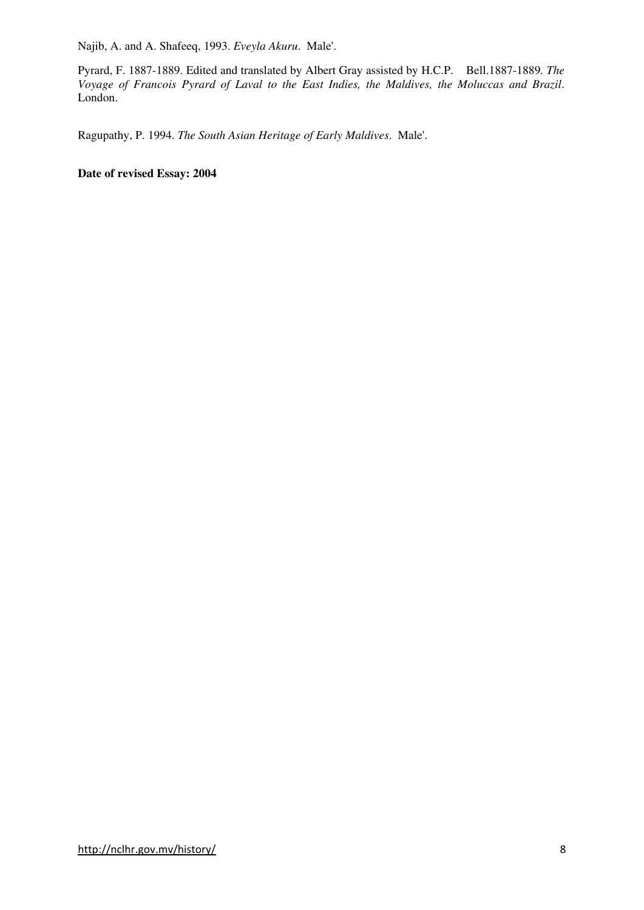Najib, A. and A. Shafeeq, 1993. *Eveyla Akuru*. Male'.

Pyrard, F. 1887-1889. Edited and translated by Albert Gray assisted by H.C.P. Bell.1887-1889. *The Voyage of Francois Pyrard of Laval to the East Indies, the Maldives, the Moluccas and Brazil*. London.

Ragupathy, P. 1994. *The South Asian Heritage of Early Maldives*. Male'.

**Date of revised Essay: 2004**

http://nclhr.gov.mv/history/